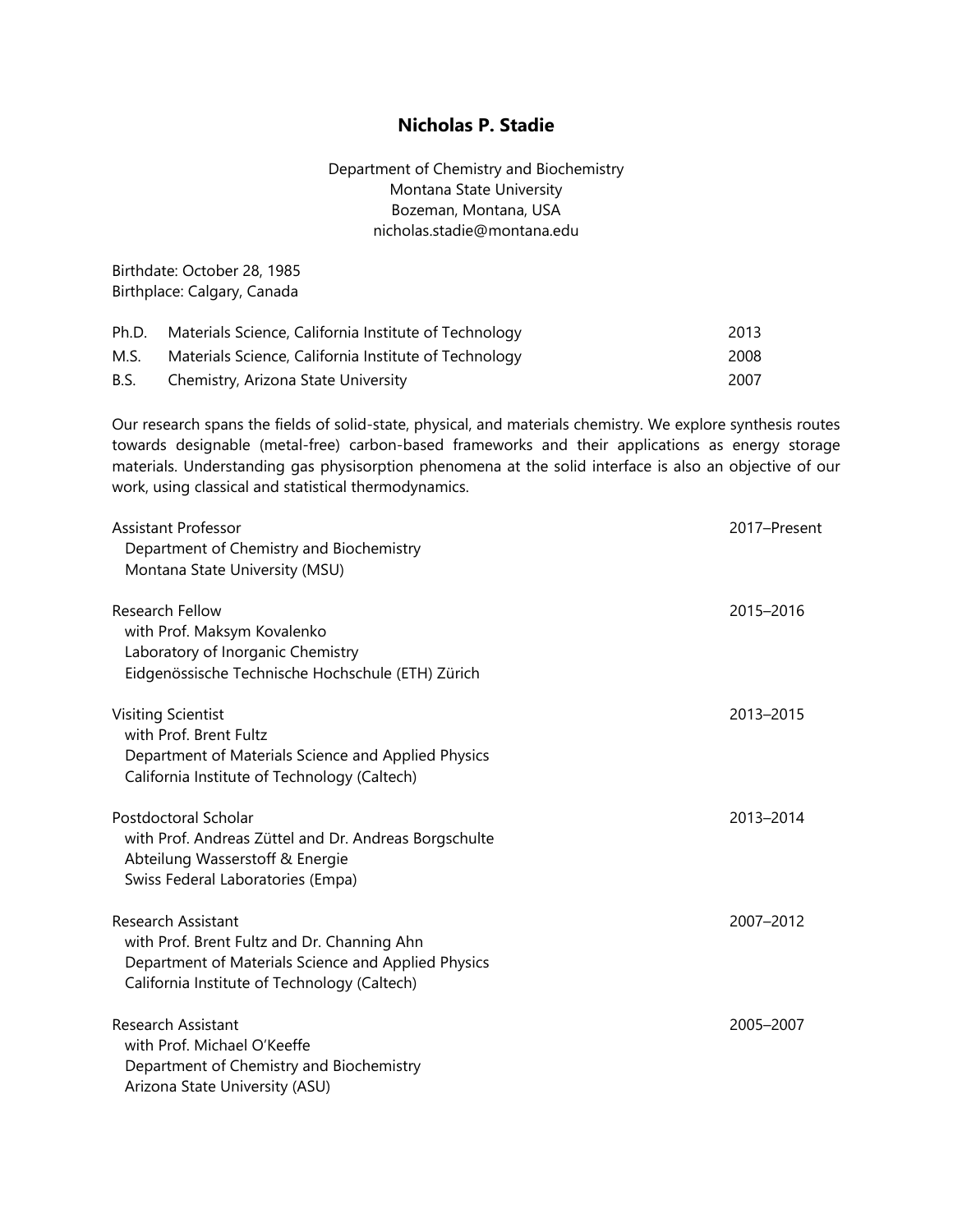# Nicholas P. Stadie

Department of Chemistry and Biochemistry
Montana State University
Bozeman, Montana, USA
nicholas.stadie@montana.edu

Birthdate: October 28, 1985
Birthplace: Calgary, Canada

| | | |
|---|---|---|
| Ph.D. | Materials Science, California Institute of Technology | 2013 |
| M.S. | Materials Science, California Institute of Technology | 2008 |
| B.S. | Chemistry, Arizona State University | 2007 |

Our research spans the fields of solid-state, physical, and materials chemistry. We explore synthesis routes towards designable (metal-free) carbon-based frameworks and their applications as energy storage materials. Understanding gas physisorption phenomena at the solid interface is also an objective of our work, using classical and statistical thermodynamics.

Assistant Professor — 2017–Present
Department of Chemistry and Biochemistry
Montana State University (MSU)

Research Fellow — 2015–2016
with Prof. Maksym Kovalenko
Laboratory of Inorganic Chemistry
Eidgenössische Technische Hochschule (ETH) Zürich

Visiting Scientist — 2013–2015
with Prof. Brent Fultz
Department of Materials Science and Applied Physics
California Institute of Technology (Caltech)

Postdoctoral Scholar — 2013–2014
with Prof. Andreas Züttel and Dr. Andreas Borgschulte
Abteilung Wasserstoff & Energie
Swiss Federal Laboratories (Empa)

Research Assistant — 2007–2012
with Prof. Brent Fultz and Dr. Channing Ahn
Department of Materials Science and Applied Physics
California Institute of Technology (Caltech)

Research Assistant — 2005–2007
with Prof. Michael O'Keeffe
Department of Chemistry and Biochemistry
Arizona State University (ASU)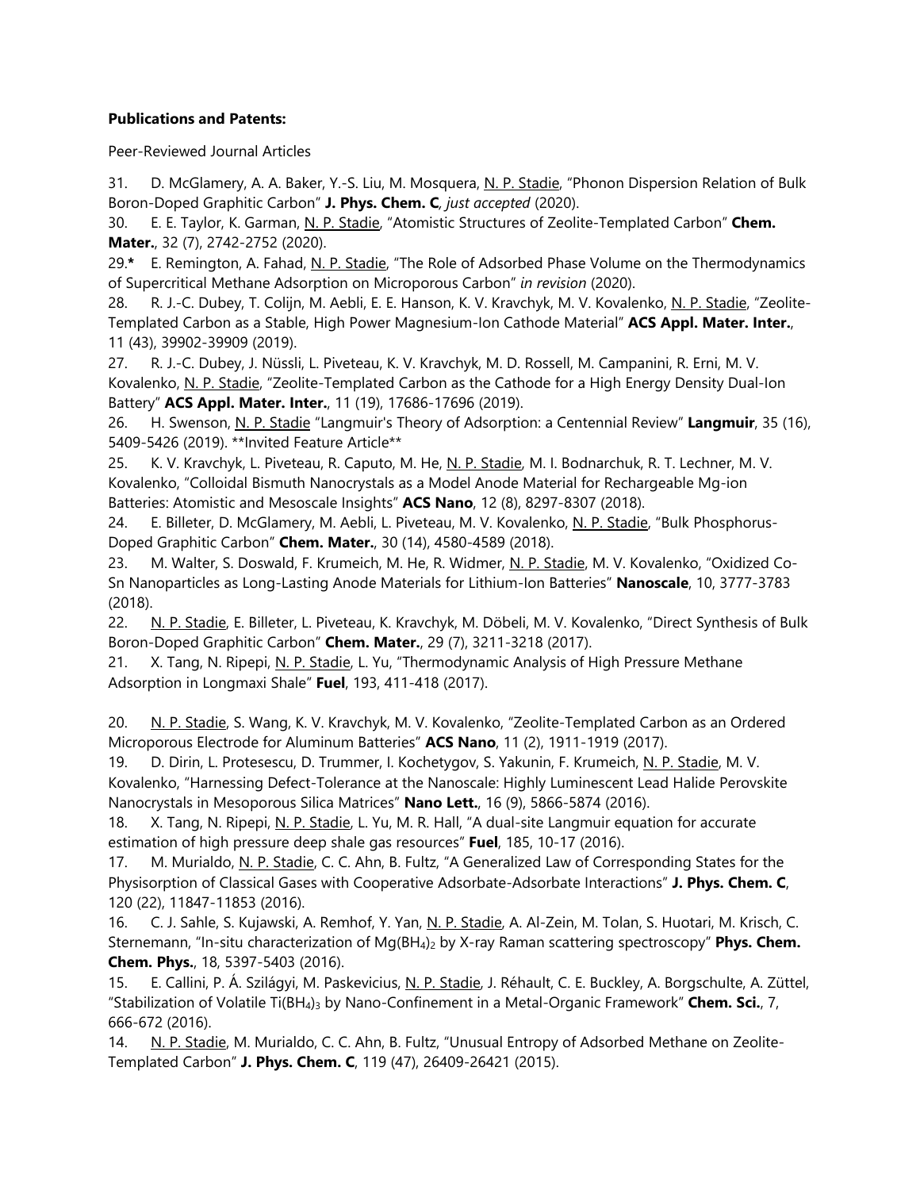**Publications and Patents:**

Peer-Reviewed Journal Articles

31. D. McGlamery, A. A. Baker, Y.-S. Liu, M. Mosquera, N. P. Stadie, "Phonon Dispersion Relation of Bulk Boron-Doped Graphitic Carbon" **J. Phys. Chem. C**, *just accepted* (2020).

30. E. E. Taylor, K. Garman, N. P. Stadie, "Atomistic Structures of Zeolite-Templated Carbon" **Chem. Mater.**, 32 (7), 2742-2752 (2020).

29.**\*** E. Remington, A. Fahad, N. P. Stadie, "The Role of Adsorbed Phase Volume on the Thermodynamics of Supercritical Methane Adsorption on Microporous Carbon" *in revision* (2020).

28. R. J.-C. Dubey, T. Colijn, M. Aebli, E. E. Hanson, K. V. Kravchyk, M. V. Kovalenko, N. P. Stadie, "Zeolite-Templated Carbon as a Stable, High Power Magnesium-Ion Cathode Material" **ACS Appl. Mater. Inter.**, 11 (43), 39902-39909 (2019).

27. R. J.-C. Dubey, J. Nüssli, L. Piveteau, K. V. Kravchyk, M. D. Rossell, M. Campanini, R. Erni, M. V. Kovalenko, N. P. Stadie, "Zeolite-Templated Carbon as the Cathode for a High Energy Density Dual-Ion Battery" **ACS Appl. Mater. Inter.**, 11 (19), 17686-17696 (2019).

26. H. Swenson, N. P. Stadie "Langmuir's Theory of Adsorption: a Centennial Review" **Langmuir**, 35 (16), 5409-5426 (2019). \*\*Invited Feature Article\*\*

25. K. V. Kravchyk, L. Piveteau, R. Caputo, M. He, N. P. Stadie, M. I. Bodnarchuk, R. T. Lechner, M. V. Kovalenko, "Colloidal Bismuth Nanocrystals as a Model Anode Material for Rechargeable Mg-ion Batteries: Atomistic and Mesoscale Insights" **ACS Nano**, 12 (8), 8297-8307 (2018).

24. E. Billeter, D. McGlamery, M. Aebli, L. Piveteau, M. V. Kovalenko, N. P. Stadie, "Bulk Phosphorus-Doped Graphitic Carbon" **Chem. Mater.**, 30 (14), 4580-4589 (2018).

23. M. Walter, S. Doswald, F. Krumeich, M. He, R. Widmer, N. P. Stadie, M. V. Kovalenko, "Oxidized Co-Sn Nanoparticles as Long-Lasting Anode Materials for Lithium-Ion Batteries" **Nanoscale**, 10, 3777-3783 (2018).

22. N. P. Stadie, E. Billeter, L. Piveteau, K. Kravchyk, M. Döbeli, M. V. Kovalenko, "Direct Synthesis of Bulk Boron-Doped Graphitic Carbon" **Chem. Mater.**, 29 (7), 3211-3218 (2017).

21. X. Tang, N. Ripepi, N. P. Stadie, L. Yu, "Thermodynamic Analysis of High Pressure Methane Adsorption in Longmaxi Shale" **Fuel**, 193, 411-418 (2017).

20. N. P. Stadie, S. Wang, K. V. Kravchyk, M. V. Kovalenko, "Zeolite-Templated Carbon as an Ordered Microporous Electrode for Aluminum Batteries" **ACS Nano**, 11 (2), 1911-1919 (2017).

19. D. Dirin, L. Protesescu, D. Trummer, I. Kochetygov, S. Yakunin, F. Krumeich, N. P. Stadie, M. V. Kovalenko, "Harnessing Defect-Tolerance at the Nanoscale: Highly Luminescent Lead Halide Perovskite Nanocrystals in Mesoporous Silica Matrices" **Nano Lett.**, 16 (9), 5866-5874 (2016).

18. X. Tang, N. Ripepi, N. P. Stadie, L. Yu, M. R. Hall, "A dual-site Langmuir equation for accurate estimation of high pressure deep shale gas resources" **Fuel**, 185, 10-17 (2016).

17. M. Murialdo, N. P. Stadie, C. C. Ahn, B. Fultz, "A Generalized Law of Corresponding States for the Physisorption of Classical Gases with Cooperative Adsorbate-Adsorbate Interactions" **J. Phys. Chem. C**, 120 (22), 11847-11853 (2016).

16. C. J. Sahle, S. Kujawski, A. Remhof, Y. Yan, N. P. Stadie, A. Al-Zein, M. Tolan, S. Huotari, M. Krisch, C. Sternemann, "In-situ characterization of $Mg(BH_4)_2$ by X-ray Raman scattering spectroscopy" **Phys. Chem. Chem. Phys.**, 18, 5397-5403 (2016).

15. E. Callini, P. Á. Szilágyi, M. Paskevicius, N. P. Stadie, J. Réhault, C. E. Buckley, A. Borgschulte, A. Züttel, "Stabilization of Volatile $Ti(BH_4)_3$ by Nano-Confinement in a Metal-Organic Framework" **Chem. Sci.**, 7, 666-672 (2016).

14. N. P. Stadie, M. Murialdo, C. C. Ahn, B. Fultz, "Unusual Entropy of Adsorbed Methane on Zeolite-Templated Carbon" **J. Phys. Chem. C**, 119 (47), 26409-26421 (2015).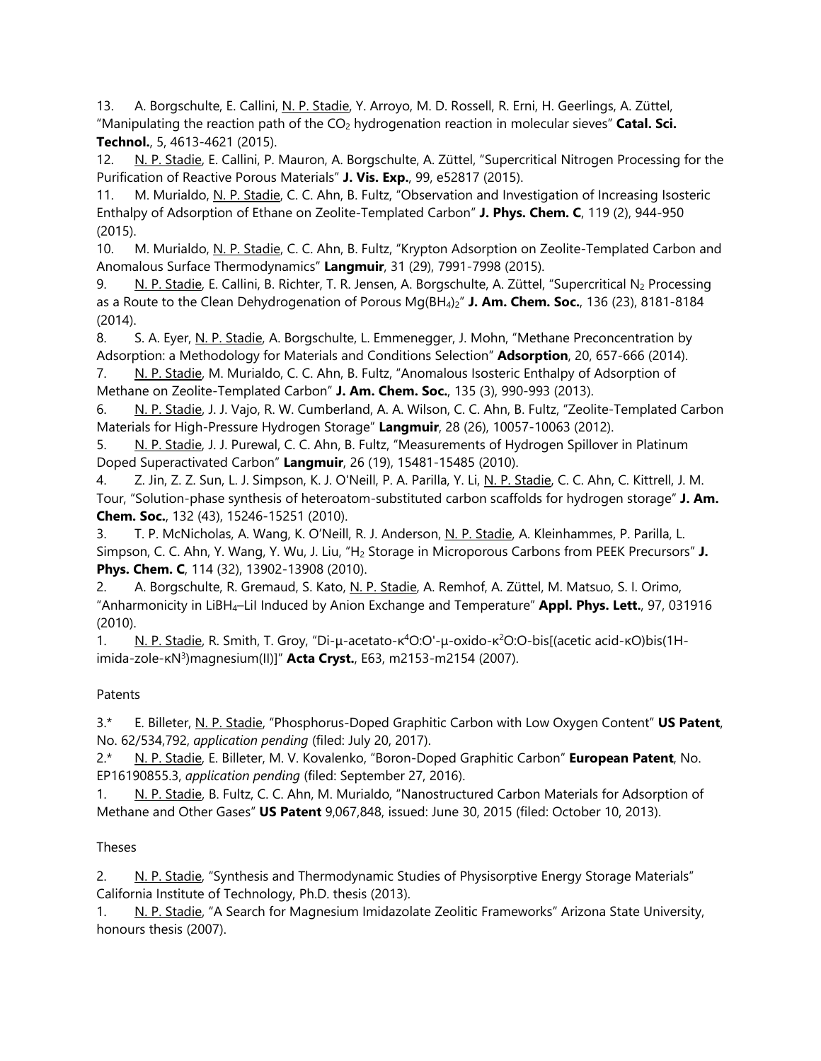13. A. Borgschulte, E. Callini, N. P. Stadie, Y. Arroyo, M. D. Rossell, R. Erni, H. Geerlings, A. Züttel, "Manipulating the reaction path of the $CO_2$ hydrogenation reaction in molecular sieves" **Catal. Sci. Technol.**, 5, 4613-4621 (2015).

12. N. P. Stadie, E. Callini, P. Mauron, A. Borgschulte, A. Züttel, "Supercritical Nitrogen Processing for the Purification of Reactive Porous Materials" **J. Vis. Exp.**, 99, e52817 (2015).

11. M. Murialdo, N. P. Stadie, C. C. Ahn, B. Fultz, "Observation and Investigation of Increasing Isosteric Enthalpy of Adsorption of Ethane on Zeolite-Templated Carbon" **J. Phys. Chem. C**, 119 (2), 944-950 (2015).

10. M. Murialdo, N. P. Stadie, C. C. Ahn, B. Fultz, "Krypton Adsorption on Zeolite-Templated Carbon and Anomalous Surface Thermodynamics" **Langmuir**, 31 (29), 7991-7998 (2015).

9. N. P. Stadie, E. Callini, B. Richter, T. R. Jensen, A. Borgschulte, A. Züttel, "Supercritical $N_2$ Processing as a Route to the Clean Dehydrogenation of Porous $Mg(BH_4)_2$" **J. Am. Chem. Soc.**, 136 (23), 8181-8184 (2014).

8. S. A. Eyer, N. P. Stadie, A. Borgschulte, L. Emmenegger, J. Mohn, "Methane Preconcentration by Adsorption: a Methodology for Materials and Conditions Selection" **Adsorption**, 20, 657-666 (2014).

7. N. P. Stadie, M. Murialdo, C. C. Ahn, B. Fultz, "Anomalous Isosteric Enthalpy of Adsorption of Methane on Zeolite-Templated Carbon" **J. Am. Chem. Soc.**, 135 (3), 990-993 (2013).

6. N. P. Stadie, J. J. Vajo, R. W. Cumberland, A. A. Wilson, C. C. Ahn, B. Fultz, "Zeolite-Templated Carbon Materials for High-Pressure Hydrogen Storage" **Langmuir**, 28 (26), 10057-10063 (2012).

5. N. P. Stadie, J. J. Purewal, C. C. Ahn, B. Fultz, "Measurements of Hydrogen Spillover in Platinum Doped Superactivated Carbon" **Langmuir**, 26 (19), 15481-15485 (2010).

4. Z. Jin, Z. Z. Sun, L. J. Simpson, K. J. O'Neill, P. A. Parilla, Y. Li, N. P. Stadie, C. C. Ahn, C. Kittrell, J. M. Tour, "Solution-phase synthesis of heteroatom-substituted carbon scaffolds for hydrogen storage" **J. Am. Chem. Soc.**, 132 (43), 15246-15251 (2010).

3. T. P. McNicholas, A. Wang, K. O'Neill, R. J. Anderson, N. P. Stadie, A. Kleinhammes, P. Parilla, L. Simpson, C. C. Ahn, Y. Wang, Y. Wu, J. Liu, "$H_2$ Storage in Microporous Carbons from PEEK Precursors" **J. Phys. Chem. C**, 114 (32), 13902-13908 (2010).

2. A. Borgschulte, R. Gremaud, S. Kato, N. P. Stadie, A. Remhof, A. Züttel, M. Matsuo, S. I. Orimo, "Anharmonicity in $LiBH_4$–LiI Induced by Anion Exchange and Temperature" **Appl. Phys. Lett.**, 97, 031916 (2010).

1. N. P. Stadie, R. Smith, T. Groy, "Di-μ-acetato-$\kappa^4$O:O'-μ-oxido-$\kappa^2$O:O-bis[(acetic acid-κO)bis(1H-imida-zole-$\kappa N^3$)magnesium(II)]" **Acta Cryst.**, E63, m2153-m2154 (2007).

Patents

3.* E. Billeter, N. P. Stadie, "Phosphorus-Doped Graphitic Carbon with Low Oxygen Content" **US Patent**, No. 62/534,792, *application pending* (filed: July 20, 2017).

2.* N. P. Stadie, E. Billeter, M. V. Kovalenko, "Boron-Doped Graphitic Carbon" **European Patent**, No. EP16190855.3, *application pending* (filed: September 27, 2016).

1. N. P. Stadie, B. Fultz, C. C. Ahn, M. Murialdo, "Nanostructured Carbon Materials for Adsorption of Methane and Other Gases" **US Patent** 9,067,848, issued: June 30, 2015 (filed: October 10, 2013).

Theses

2. N. P. Stadie, "Synthesis and Thermodynamic Studies of Physisorptive Energy Storage Materials" California Institute of Technology, Ph.D. thesis (2013).

1. N. P. Stadie, "A Search for Magnesium Imidazolate Zeolitic Frameworks" Arizona State University, honours thesis (2007).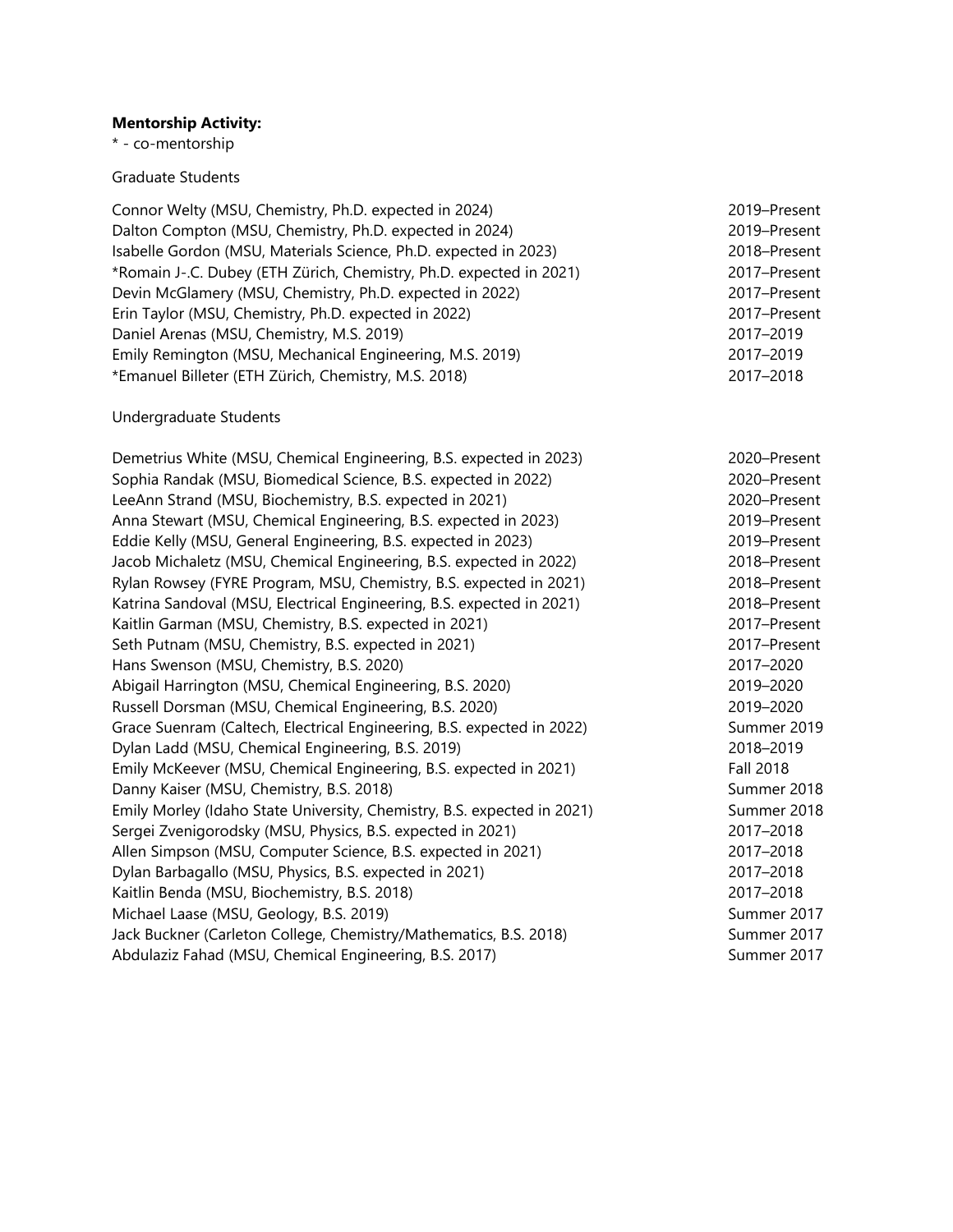**Mentorship Activity:**

* - co-mentorship

Graduate Students

| | |
|---|---|
| Connor Welty (MSU, Chemistry, Ph.D. expected in 2024) | 2019–Present |
| Dalton Compton (MSU, Chemistry, Ph.D. expected in 2024) | 2019–Present |
| Isabelle Gordon (MSU, Materials Science, Ph.D. expected in 2023) | 2018–Present |
| *Romain J-.C. Dubey (ETH Zürich, Chemistry, Ph.D. expected in 2021) | 2017–Present |
| Devin McGlamery (MSU, Chemistry, Ph.D. expected in 2022) | 2017–Present |
| Erin Taylor (MSU, Chemistry, Ph.D. expected in 2022) | 2017–Present |
| Daniel Arenas (MSU, Chemistry, M.S. 2019) | 2017–2019 |
| Emily Remington (MSU, Mechanical Engineering, M.S. 2019) | 2017–2019 |
| *Emanuel Billeter (ETH Zürich, Chemistry, M.S. 2018) | 2017–2018 |

Undergraduate Students

| | |
|---|---|
| Demetrius White (MSU, Chemical Engineering, B.S. expected in 2023) | 2020–Present |
| Sophia Randak (MSU, Biomedical Science, B.S. expected in 2022) | 2020–Present |
| LeeAnn Strand (MSU, Biochemistry, B.S. expected in 2021) | 2020–Present |
| Anna Stewart (MSU, Chemical Engineering, B.S. expected in 2023) | 2019–Present |
| Eddie Kelly (MSU, General Engineering, B.S. expected in 2023) | 2019–Present |
| Jacob Michaletz (MSU, Chemical Engineering, B.S. expected in 2022) | 2018–Present |
| Rylan Rowsey (FYRE Program, MSU, Chemistry, B.S. expected in 2021) | 2018–Present |
| Katrina Sandoval (MSU, Electrical Engineering, B.S. expected in 2021) | 2018–Present |
| Kaitlin Garman (MSU, Chemistry, B.S. expected in 2021) | 2017–Present |
| Seth Putnam (MSU, Chemistry, B.S. expected in 2021) | 2017–Present |
| Hans Swenson (MSU, Chemistry, B.S. 2020) | 2017–2020 |
| Abigail Harrington (MSU, Chemical Engineering, B.S. 2020) | 2019–2020 |
| Russell Dorsman (MSU, Chemical Engineering, B.S. 2020) | 2019–2020 |
| Grace Suenram (Caltech, Electrical Engineering, B.S. expected in 2022) | Summer 2019 |
| Dylan Ladd (MSU, Chemical Engineering, B.S. 2019) | 2018–2019 |
| Emily McKeever (MSU, Chemical Engineering, B.S. expected in 2021) | Fall 2018 |
| Danny Kaiser (MSU, Chemistry, B.S. 2018) | Summer 2018 |
| Emily Morley (Idaho State University, Chemistry, B.S. expected in 2021) | Summer 2018 |
| Sergei Zvenigorodsky (MSU, Physics, B.S. expected in 2021) | 2017–2018 |
| Allen Simpson (MSU, Computer Science, B.S. expected in 2021) | 2017–2018 |
| Dylan Barbagallo (MSU, Physics, B.S. expected in 2021) | 2017–2018 |
| Kaitlin Benda (MSU, Biochemistry, B.S. 2018) | 2017–2018 |
| Michael Laase (MSU, Geology, B.S. 2019) | Summer 2017 |
| Jack Buckner (Carleton College, Chemistry/Mathematics, B.S. 2018) | Summer 2017 |
| Abdulaziz Fahad (MSU, Chemical Engineering, B.S. 2017) | Summer 2017 |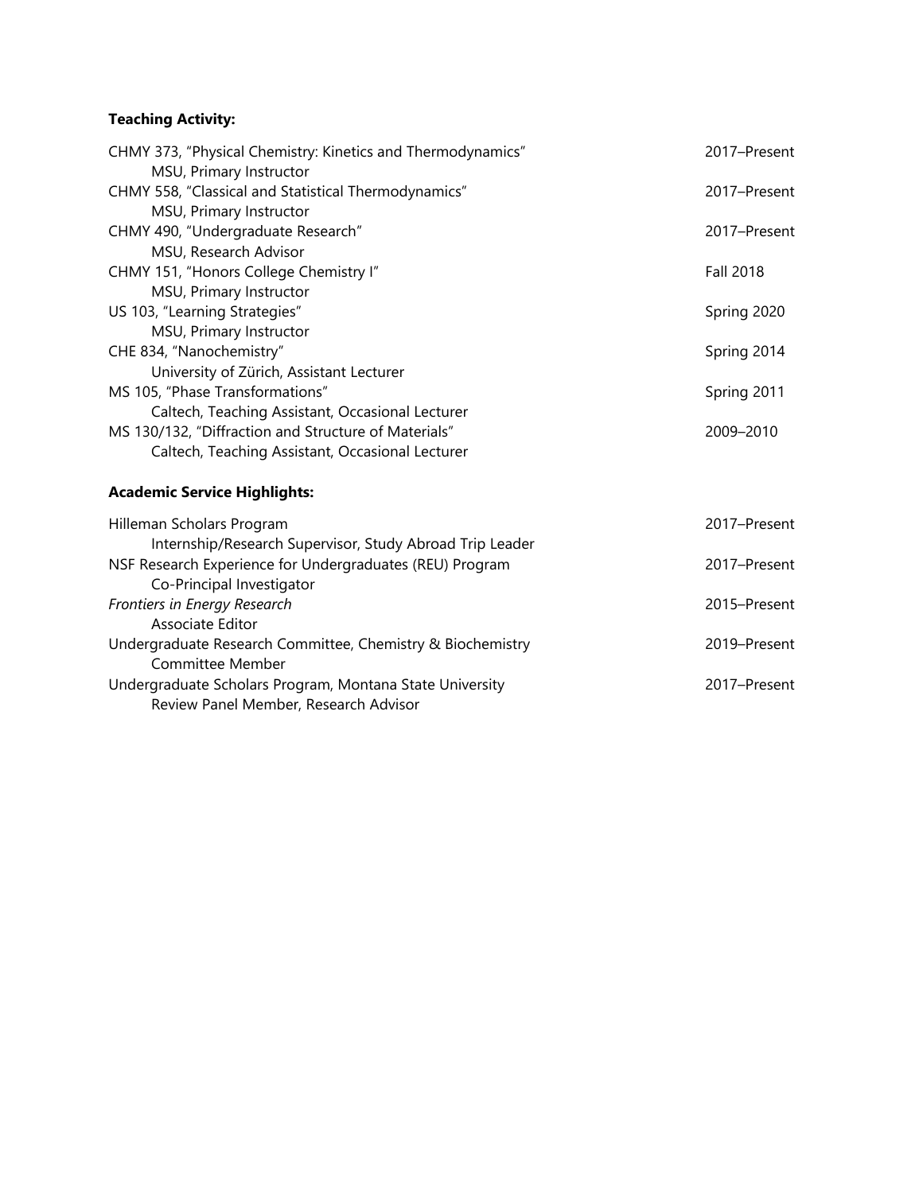**Teaching Activity:**

CHMY 373, "Physical Chemistry: Kinetics and Thermodynamics" 2017–Present
MSU, Primary Instructor

CHMY 558, "Classical and Statistical Thermodynamics" 2017–Present
MSU, Primary Instructor

CHMY 490, "Undergraduate Research" 2017–Present
MSU, Research Advisor

CHMY 151, "Honors College Chemistry I" Fall 2018
MSU, Primary Instructor

US 103, "Learning Strategies" Spring 2020
MSU, Primary Instructor

CHE 834, "Nanochemistry" Spring 2014
University of Zürich, Assistant Lecturer

MS 105, "Phase Transformations" Spring 2011
Caltech, Teaching Assistant, Occasional Lecturer

MS 130/132, "Diffraction and Structure of Materials" 2009–2010
Caltech, Teaching Assistant, Occasional Lecturer

**Academic Service Highlights:**

Hilleman Scholars Program 2017–Present
Internship/Research Supervisor, Study Abroad Trip Leader

NSF Research Experience for Undergraduates (REU) Program 2017–Present
Co-Principal Investigator

*Frontiers in Energy Research* 2015–Present
Associate Editor

Undergraduate Research Committee, Chemistry & Biochemistry 2019–Present
Committee Member

Undergraduate Scholars Program, Montana State University 2017–Present
Review Panel Member, Research Advisor